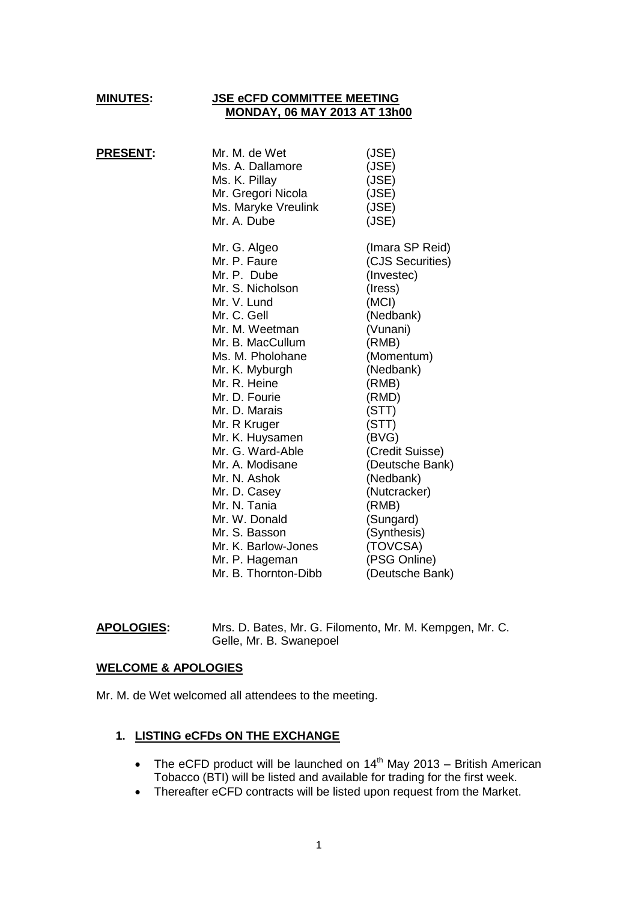**MINUTES:** **JSE eCFD COMMITTEE MEETING**
**MONDAY, 06 MAY 2013 AT 13h00**

**PRESENT:**

| Name | Organisation |
|---|---|
| Mr. M. de Wet | (JSE) |
| Ms. A. Dallamore | (JSE) |
| Ms. K. Pillay | (JSE) |
| Mr. Gregori Nicola | (JSE) |
| Ms. Maryke Vreulink | (JSE) |
| Mr. A. Dube | (JSE) |
| Mr. G. Algeo | (Imara SP Reid) |
| Mr. P. Faure | (CJS Securities) |
| Mr. P. Dube | (Investec) |
| Mr. S. Nicholson | (Iress) |
| Mr. V. Lund | (MCI) |
| Mr. C. Gell | (Nedbank) |
| Mr. M. Weetman | (Vunani) |
| Mr. B. MacCullum | (RMB) |
| Ms. M. Pholohane | (Momentum) |
| Mr. K. Myburgh | (Nedbank) |
| Mr. R. Heine | (RMB) |
| Mr. D. Fourie | (RMD) |
| Mr. D. Marais | (STT) |
| Mr. R Kruger | (STT) |
| Mr. K. Huysamen | (BVG) |
| Mr. G. Ward-Able | (Credit Suisse) |
| Mr. A. Modisane | (Deutsche Bank) |
| Mr. N. Ashok | (Nedbank) |
| Mr. D. Casey | (Nutcracker) |
| Mr. N. Tania | (RMB) |
| Mr. W. Donald | (Sungard) |
| Mr. S. Basson | (Synthesis) |
| Mr. K. Barlow-Jones | (TOVCSA) |
| Mr. P. Hageman | (PSG Online) |
| Mr. B. Thornton-Dibb | (Deutsche Bank) |

**APOLOGIES:** Mrs. D. Bates, Mr. G. Filomento, Mr. M. Kempgen, Mr. C. Gelle, Mr. B. Swanepoel

## WELCOME & APOLOGIES

Mr. M. de Wet welcomed all attendees to the meeting.

### 1. LISTING eCFDs ON THE EXCHANGE

- The eCFD product will be launched on 14th May 2013 – British American Tobacco (BTI) will be listed and available for trading for the first week.
- Thereafter eCFD contracts will be listed upon request from the Market.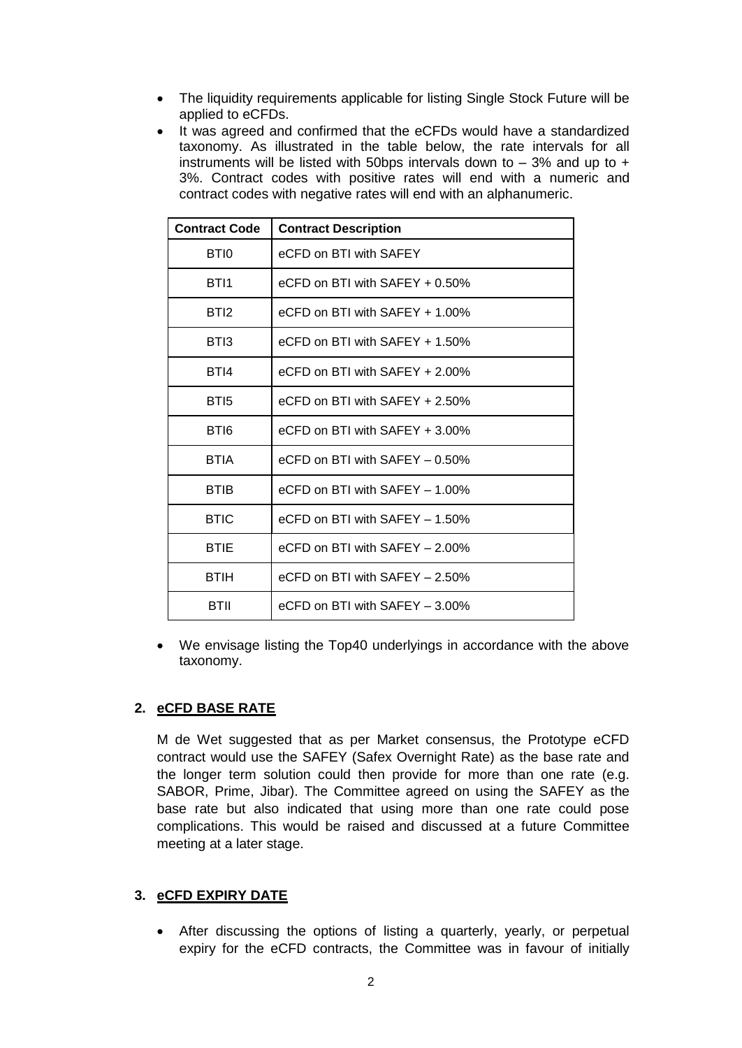- The liquidity requirements applicable for listing Single Stock Future will be applied to eCFDs.
- It was agreed and confirmed that the eCFDs would have a standardized taxonomy. As illustrated in the table below, the rate intervals for all instruments will be listed with 50bps intervals down to – 3% and up to + 3%. Contract codes with positive rates will end with a numeric and contract codes with negative rates will end with an alphanumeric.

| Contract Code | Contract Description |
|---|---|
| BTI0 | eCFD on BTI with SAFEY |
| BTI1 | eCFD on BTI with SAFEY + 0.50% |
| BTI2 | eCFD on BTI with SAFEY + 1.00% |
| BTI3 | eCFD on BTI with SAFEY + 1.50% |
| BTI4 | eCFD on BTI with SAFEY + 2.00% |
| BTI5 | eCFD on BTI with SAFEY + 2.50% |
| BTI6 | eCFD on BTI with SAFEY + 3.00% |
| BTIA | eCFD on BTI with SAFEY – 0.50% |
| BTIB | eCFD on BTI with SAFEY – 1.00% |
| BTIC | eCFD on BTI with SAFEY – 1.50% |
| BTIE | eCFD on BTI with SAFEY – 2.00% |
| BTIH | eCFD on BTI with SAFEY – 2.50% |
| BTII | eCFD on BTI with SAFEY – 3.00% |

- We envisage listing the Top40 underlyings in accordance with the above taxonomy.

## 2. eCFD BASE RATE

M de Wet suggested that as per Market consensus, the Prototype eCFD contract would use the SAFEY (Safex Overnight Rate) as the base rate and the longer term solution could then provide for more than one rate (e.g. SABOR, Prime, Jibar). The Committee agreed on using the SAFEY as the base rate but also indicated that using more than one rate could pose complications. This would be raised and discussed at a future Committee meeting at a later stage.

## 3. eCFD EXPIRY DATE

- After discussing the options of listing a quarterly, yearly, or perpetual expiry for the eCFD contracts, the Committee was in favour of initially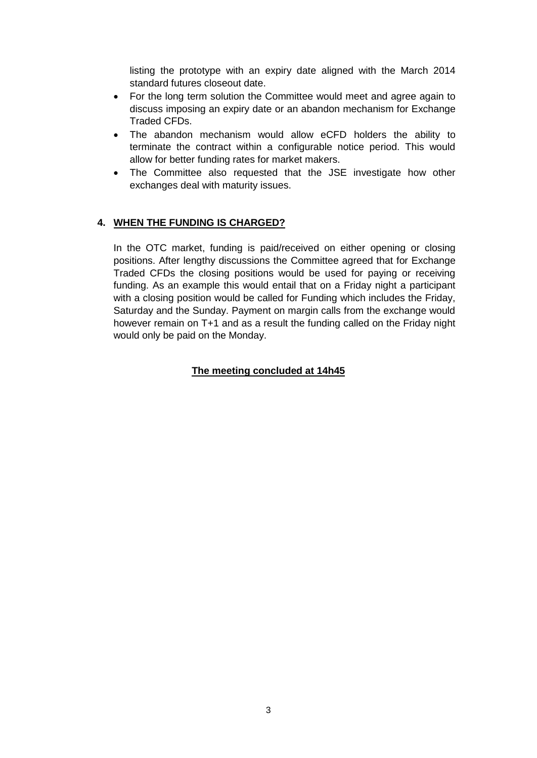listing the prototype with an expiry date aligned with the March 2014 standard futures closeout date.

- For the long term solution the Committee would meet and agree again to discuss imposing an expiry date or an abandon mechanism for Exchange Traded CFDs.
- The abandon mechanism would allow eCFD holders the ability to terminate the contract within a configurable notice period. This would allow for better funding rates for market makers.
- The Committee also requested that the JSE investigate how other exchanges deal with maturity issues.

## 4. WHEN THE FUNDING IS CHARGED?

In the OTC market, funding is paid/received on either opening or closing positions. After lengthy discussions the Committee agreed that for Exchange Traded CFDs the closing positions would be used for paying or receiving funding. As an example this would entail that on a Friday night a participant with a closing position would be called for Funding which includes the Friday, Saturday and the Sunday. Payment on margin calls from the exchange would however remain on T+1 and as a result the funding called on the Friday night would only be paid on the Monday.

**The meeting concluded at 14h45**